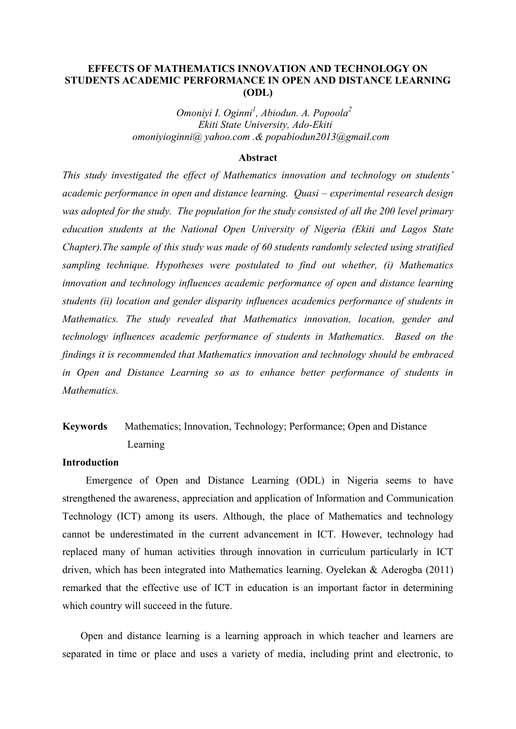# EFFECTS OF MATHEMATICS INNOVATION AND TECHNOLOGY ON STUDENTS ACADEMIC PERFORMANCE IN OPEN AND DISTANCE LEARNING (ODL)

*Omoniyi I. Oginni*[1]*, Abiodun. A. Popoola*[2]
*Ekiti State University, Ado-Ekiti*
*omoniyioginni@ yahoo.com .& popabiodun2013@gmail.com*

## Abstract

*This study investigated the effect of Mathematics innovation and technology on students' academic performance in open and distance learning. Quasi – experimental research design was adopted for the study. The population for the study consisted of all the 200 level primary education students at the National Open University of Nigeria (Ekiti and Lagos State Chapter).The sample of this study was made of 60 students randomly selected using stratified sampling technique. Hypotheses were postulated to find out whether, (i) Mathematics innovation and technology influences academic performance of open and distance learning students (ii) location and gender disparity influences academics performance of students in Mathematics. The study revealed that Mathematics innovation, location, gender and technology influences academic performance of students in Mathematics. Based on the findings it is recommended that Mathematics innovation and technology should be embraced in Open and Distance Learning so as to enhance better performance of students in Mathematics.*

**Keywords** Mathematics; Innovation, Technology; Performance; Open and Distance Learning

## Introduction

Emergence of Open and Distance Learning (ODL) in Nigeria seems to have strengthened the awareness, appreciation and application of Information and Communication Technology (ICT) among its users. Although, the place of Mathematics and technology cannot be underestimated in the current advancement in ICT. However, technology had replaced many of human activities through innovation in curriculum particularly in ICT driven, which has been integrated into Mathematics learning. Oyelekan & Aderogba (2011) remarked that the effective use of ICT in education is an important factor in determining which country will succeed in the future.

Open and distance learning is a learning approach in which teacher and learners are separated in time or place and uses a variety of media, including print and electronic, to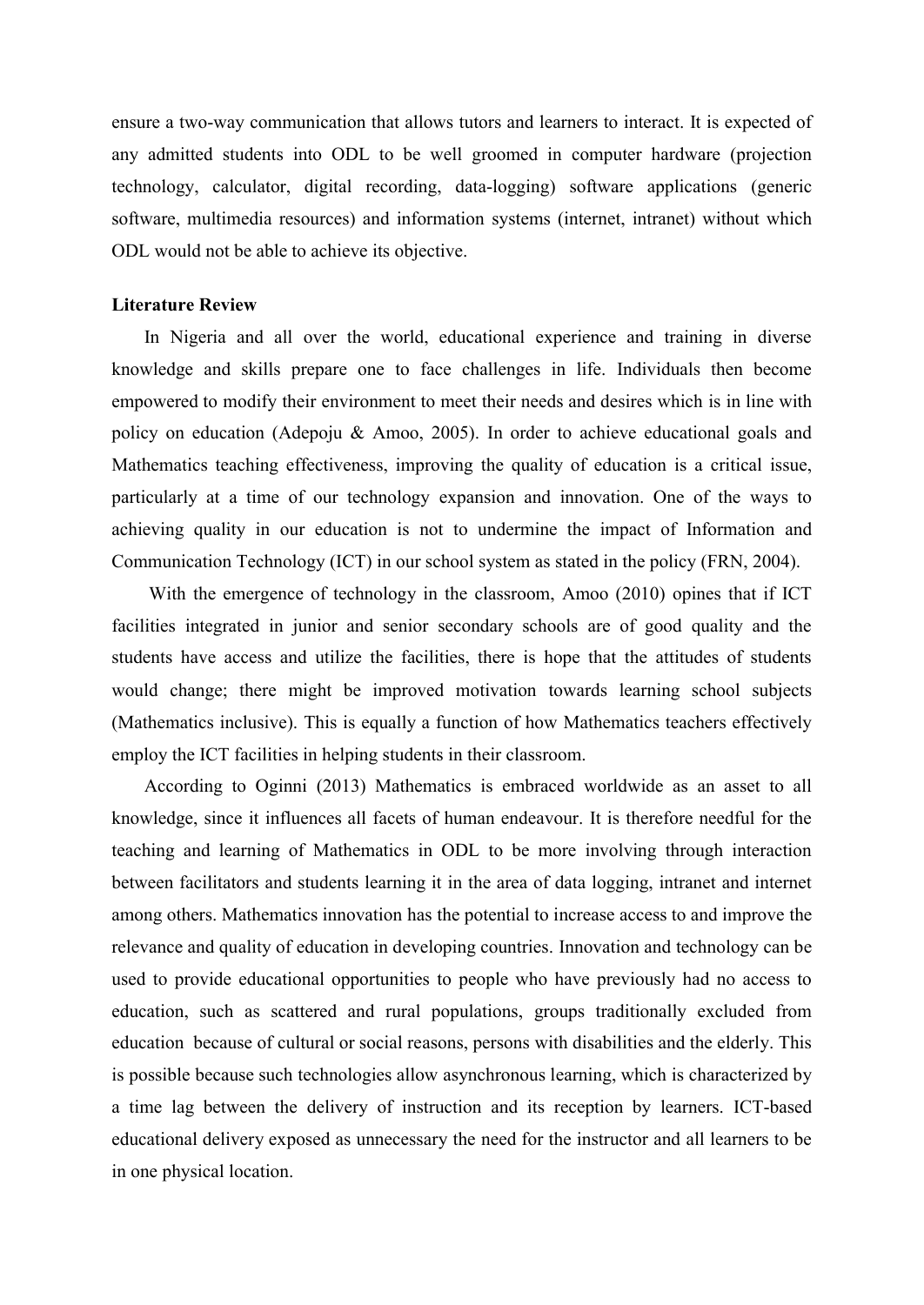ensure a two-way communication that allows tutors and learners to interact. It is expected of any admitted students into ODL to be well groomed in computer hardware (projection technology, calculator, digital recording, data-logging) software applications (generic software, multimedia resources) and information systems (internet, intranet) without which ODL would not be able to achieve its objective.

**Literature Review**

In Nigeria and all over the world, educational experience and training in diverse knowledge and skills prepare one to face challenges in life. Individuals then become empowered to modify their environment to meet their needs and desires which is in line with policy on education (Adepoju & Amoo, 2005). In order to achieve educational goals and Mathematics teaching effectiveness, improving the quality of education is a critical issue, particularly at a time of our technology expansion and innovation. One of the ways to achieving quality in our education is not to undermine the impact of Information and Communication Technology (ICT) in our school system as stated in the policy (FRN, 2004).

With the emergence of technology in the classroom, Amoo (2010) opines that if ICT facilities integrated in junior and senior secondary schools are of good quality and the students have access and utilize the facilities, there is hope that the attitudes of students would change; there might be improved motivation towards learning school subjects (Mathematics inclusive). This is equally a function of how Mathematics teachers effectively employ the ICT facilities in helping students in their classroom.

According to Oginni (2013) Mathematics is embraced worldwide as an asset to all knowledge, since it influences all facets of human endeavour. It is therefore needful for the teaching and learning of Mathematics in ODL to be more involving through interaction between facilitators and students learning it in the area of data logging, intranet and internet among others. Mathematics innovation has the potential to increase access to and improve the relevance and quality of education in developing countries. Innovation and technology can be used to provide educational opportunities to people who have previously had no access to education, such as scattered and rural populations, groups traditionally excluded from education because of cultural or social reasons, persons with disabilities and the elderly. This is possible because such technologies allow asynchronous learning, which is characterized by a time lag between the delivery of instruction and its reception by learners. ICT-based educational delivery exposed as unnecessary the need for the instructor and all learners to be in one physical location.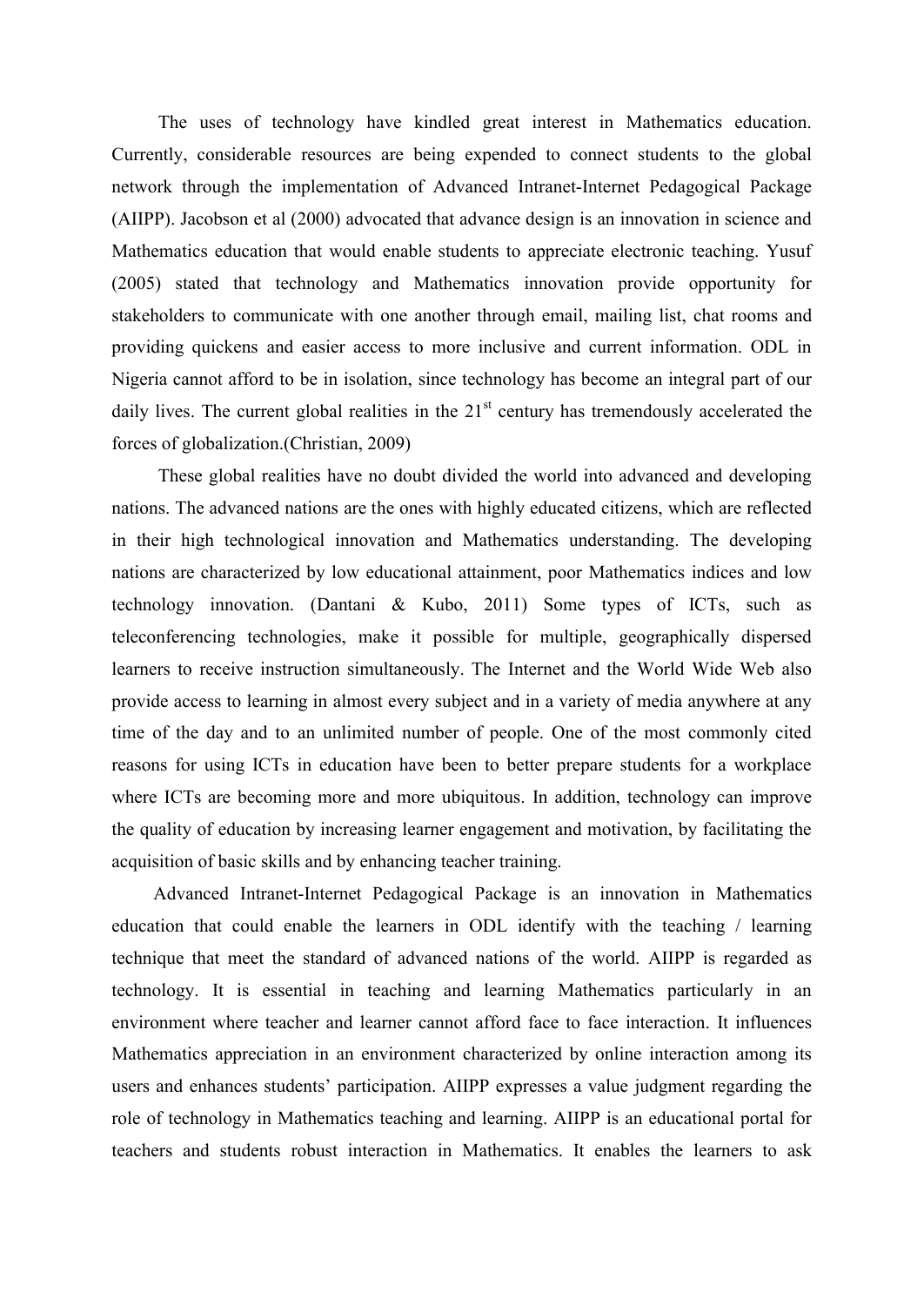The uses of technology have kindled great interest in Mathematics education. Currently, considerable resources are being expended to connect students to the global network through the implementation of Advanced Intranet-Internet Pedagogical Package (AIIPP). Jacobson et al (2000) advocated that advance design is an innovation in science and Mathematics education that would enable students to appreciate electronic teaching. Yusuf (2005) stated that technology and Mathematics innovation provide opportunity for stakeholders to communicate with one another through email, mailing list, chat rooms and providing quickens and easier access to more inclusive and current information. ODL in Nigeria cannot afford to be in isolation, since technology has become an integral part of our daily lives. The current global realities in the 21st century has tremendously accelerated the forces of globalization.(Christian, 2009)

These global realities have no doubt divided the world into advanced and developing nations. The advanced nations are the ones with highly educated citizens, which are reflected in their high technological innovation and Mathematics understanding. The developing nations are characterized by low educational attainment, poor Mathematics indices and low technology innovation. (Dantani & Kubo, 2011) Some types of ICTs, such as teleconferencing technologies, make it possible for multiple, geographically dispersed learners to receive instruction simultaneously. The Internet and the World Wide Web also provide access to learning in almost every subject and in a variety of media anywhere at any time of the day and to an unlimited number of people. One of the most commonly cited reasons for using ICTs in education have been to better prepare students for a workplace where ICTs are becoming more and more ubiquitous. In addition, technology can improve the quality of education by increasing learner engagement and motivation, by facilitating the acquisition of basic skills and by enhancing teacher training.

Advanced Intranet-Internet Pedagogical Package is an innovation in Mathematics education that could enable the learners in ODL identify with the teaching / learning technique that meet the standard of advanced nations of the world. AIIPP is regarded as technology. It is essential in teaching and learning Mathematics particularly in an environment where teacher and learner cannot afford face to face interaction. It influences Mathematics appreciation in an environment characterized by online interaction among its users and enhances students' participation. AIIPP expresses a value judgment regarding the role of technology in Mathematics teaching and learning. AIIPP is an educational portal for teachers and students robust interaction in Mathematics. It enables the learners to ask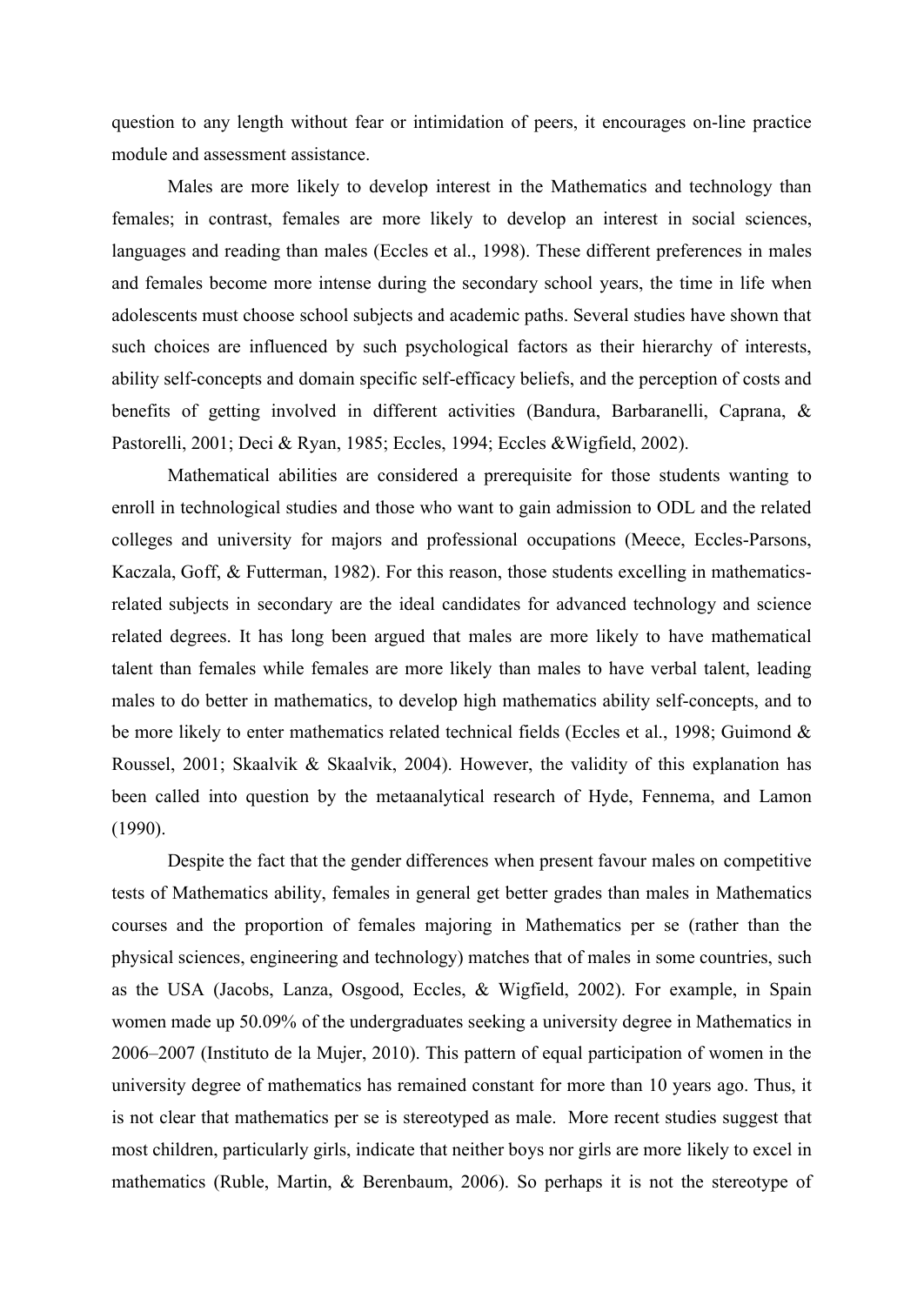question to any length without fear or intimidation of peers, it encourages on-line practice module and assessment assistance.

Males are more likely to develop interest in the Mathematics and technology than females; in contrast, females are more likely to develop an interest in social sciences, languages and reading than males (Eccles et al., 1998). These different preferences in males and females become more intense during the secondary school years, the time in life when adolescents must choose school subjects and academic paths. Several studies have shown that such choices are influenced by such psychological factors as their hierarchy of interests, ability self-concepts and domain specific self-efficacy beliefs, and the perception of costs and benefits of getting involved in different activities (Bandura, Barbaranelli, Caprana, & Pastorelli, 2001; Deci & Ryan, 1985; Eccles, 1994; Eccles &Wigfield, 2002).

Mathematical abilities are considered a prerequisite for those students wanting to enroll in technological studies and those who want to gain admission to ODL and the related colleges and university for majors and professional occupations (Meece, Eccles-Parsons, Kaczala, Goff, & Futterman, 1982). For this reason, those students excelling in mathematics-related subjects in secondary are the ideal candidates for advanced technology and science related degrees. It has long been argued that males are more likely to have mathematical talent than females while females are more likely than males to have verbal talent, leading males to do better in mathematics, to develop high mathematics ability self-concepts, and to be more likely to enter mathematics related technical fields (Eccles et al., 1998; Guimond & Roussel, 2001; Skaalvik & Skaalvik, 2004). However, the validity of this explanation has been called into question by the metaanalytical research of Hyde, Fennema, and Lamon (1990).

Despite the fact that the gender differences when present favour males on competitive tests of Mathematics ability, females in general get better grades than males in Mathematics courses and the proportion of females majoring in Mathematics per se (rather than the physical sciences, engineering and technology) matches that of males in some countries, such as the USA (Jacobs, Lanza, Osgood, Eccles, & Wigfield, 2002). For example, in Spain women made up 50.09% of the undergraduates seeking a university degree in Mathematics in 2006–2007 (Instituto de la Mujer, 2010). This pattern of equal participation of women in the university degree of mathematics has remained constant for more than 10 years ago. Thus, it is not clear that mathematics per se is stereotyped as male. More recent studies suggest that most children, particularly girls, indicate that neither boys nor girls are more likely to excel in mathematics (Ruble, Martin, & Berenbaum, 2006). So perhaps it is not the stereotype of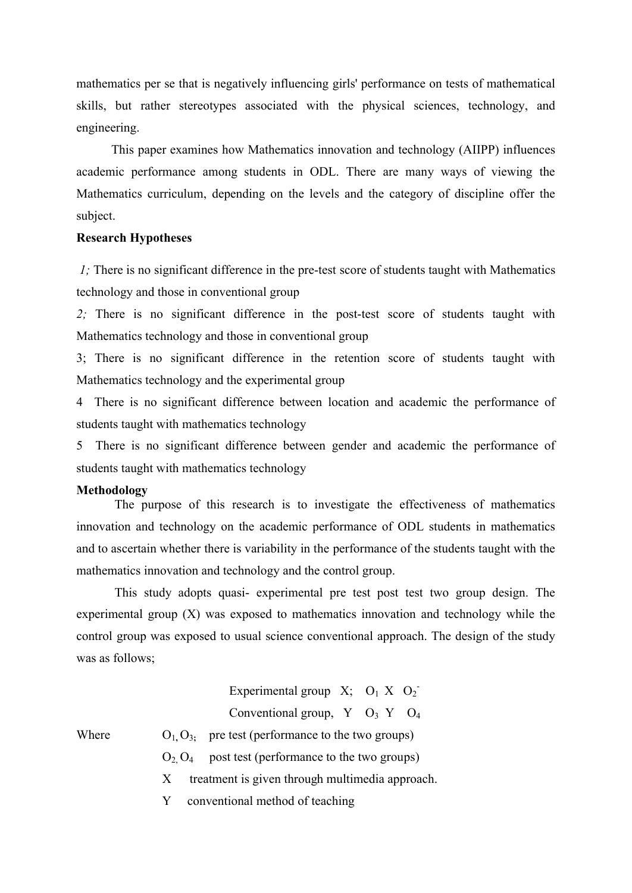mathematics per se that is negatively influencing girls' performance on tests of mathematical skills, but rather stereotypes associated with the physical sciences, technology, and engineering.

This paper examines how Mathematics innovation and technology (AIIPP) influences academic performance among students in ODL. There are many ways of viewing the Mathematics curriculum, depending on the levels and the category of discipline offer the subject.

**Research Hypotheses**

*1;* There is no significant difference in the pre-test score of students taught with Mathematics technology and those in conventional group

*2;* There is no significant difference in the post-test score of students taught with Mathematics technology and those in conventional group

3; There is no significant difference in the retention score of students taught with Mathematics technology and the experimental group

4 There is no significant difference between location and academic the performance of students taught with mathematics technology

5 There is no significant difference between gender and academic the performance of students taught with mathematics technology

**Methodology**

The purpose of this research is to investigate the effectiveness of mathematics innovation and technology on the academic performance of ODL students in mathematics and to ascertain whether there is variability in the performance of the students taught with the mathematics innovation and technology and the control group.

This study adopts quasi- experimental pre test post test two group design. The experimental group (X) was exposed to mathematics innovation and technology while the control group was exposed to usual science conventional approach. The design of the study was as follows;

Experimental group X; $O_1$ X $O_2^-$

Conventional group, Y $O_3$ Y $O_4$

Where $O_1, O_3$; pre test (performance to the two groups)

$O_2, O_4$ post test (performance to the two groups)

X treatment is given through multimedia approach.

Y conventional method of teaching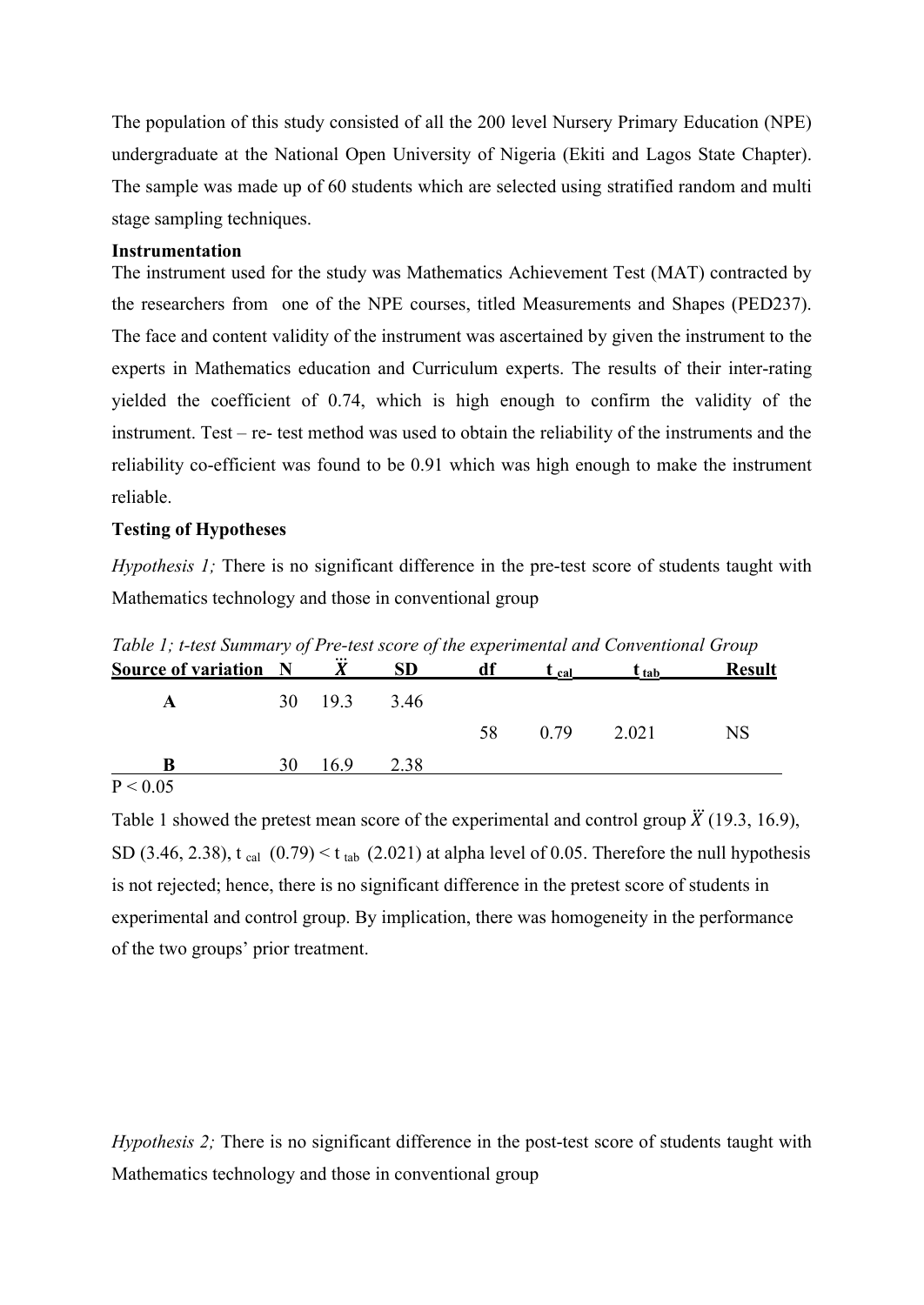The population of this study consisted of all the 200 level Nursery Primary Education (NPE) undergraduate at the National Open University of Nigeria (Ekiti and Lagos State Chapter). The sample was made up of 60 students which are selected using stratified random and multi stage sampling techniques.

**Instrumentation**

The instrument used for the study was Mathematics Achievement Test (MAT) contracted by the researchers from one of the NPE courses, titled Measurements and Shapes (PED237). The face and content validity of the instrument was ascertained by given the instrument to the experts in Mathematics education and Curriculum experts. The results of their inter-rating yielded the coefficient of 0.74, which is high enough to confirm the validity of the instrument. Test – re- test method was used to obtain the reliability of the instruments and the reliability co-efficient was found to be 0.91 which was high enough to make the instrument reliable.

**Testing of Hypotheses**

*Hypothesis 1;* There is no significant difference in the pre-test score of students taught with Mathematics technology and those in conventional group

*Table 1; t-test Summary of Pre-test score of the experimental and Conventional Group*

| Source of variation | N | $\ddot{X}$ | SD | df | $t_{cal}$ | $t_{tab}$ | Result |
|---|---|---|---|---|---|---|---|
| A | 30 | 19.3 | 3.46 | | | | |
| | | | | 58 | 0.79 | 2.021 | NS |
| B | 30 | 16.9 | 2.38 | | | | |

$P < 0.05$

Table 1 showed the pretest mean score of the experimental and control group $\ddot{X}$ (19.3, 16.9), SD (3.46, 2.38), $t_{cal}$ (0.79) < $t_{tab}$ (2.021) at alpha level of 0.05. Therefore the null hypothesis is not rejected; hence, there is no significant difference in the pretest score of students in experimental and control group. By implication, there was homogeneity in the performance of the two groups' prior treatment.

*Hypothesis 2;* There is no significant difference in the post-test score of students taught with Mathematics technology and those in conventional group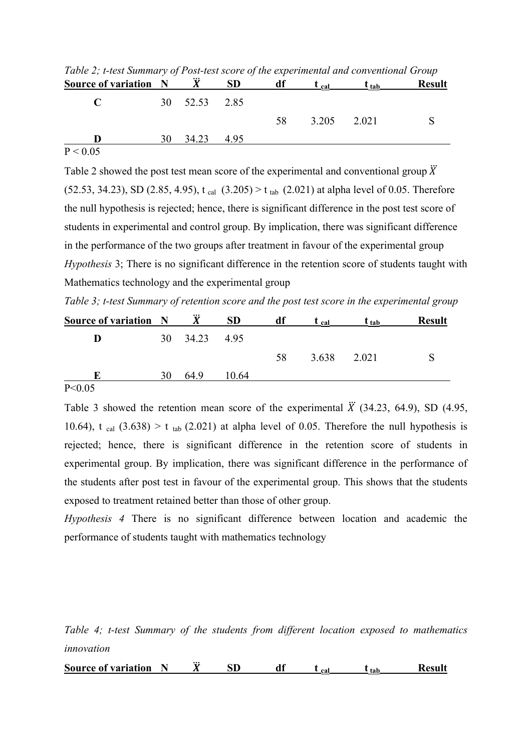*Table 2; t-test Summary of Post-test score of the experimental and conventional Group*

| Source of variation | N | $\ddot{X}$ | SD | df | $t_{cal}$ | $t_{tab}$ | Result |
|---|---|---|---|---|---|---|---|
| C | 30 | 52.53 | 2.85 | | | | |
| | | | | 58 | 3.205 | 2.021 | S |
| D | 30 | 34.23 | 4.95 | | | | |

$P < 0.05$

Table 2 showed the post test mean score of the experimental and conventional group $\ddot{X}$ (52.53, 34.23), SD (2.85, 4.95), $t_{cal}$ (3.205) > $t_{tab}$ (2.021) at alpha level of 0.05. Therefore the null hypothesis is rejected; hence, there is significant difference in the post test score of students in experimental and control group. By implication, there was significant difference in the performance of the two groups after treatment in favour of the experimental group

*Hypothesis* 3; There is no significant difference in the retention score of students taught with Mathematics technology and the experimental group

*Table 3; t-test Summary of retention score and the post test score in the experimental group*

| Source of variation | N | $\ddot{X}$ | SD | df | $t_{cal}$ | $t_{tab}$ | Result |
|---|---|---|---|---|---|---|---|
| D | 30 | 34.23 | 4.95 | | | | |
| | | | | 58 | 3.638 | 2.021 | S |
| E | 30 | 64.9 | 10.64 | | | | |

$P<0.05$

Table 3 showed the retention mean score of the experimental $\ddot{X}$ (34.23, 64.9), SD (4.95, 10.64), $t_{cal}$ (3.638) > $t_{tab}$ (2.021) at alpha level of 0.05. Therefore the null hypothesis is rejected; hence, there is significant difference in the retention score of students in experimental group. By implication, there was significant difference in the performance of the students after post test in favour of the experimental group. This shows that the students exposed to treatment retained better than those of other group.

*Hypothesis 4* There is no significant difference between location and academic the performance of students taught with mathematics technology

*Table 4; t-test Summary of the students from different location exposed to mathematics innovation*

| Source of variation | N | $\ddot{X}$ | SD | df | $t_{cal}$ | $t_{tab}$ | Result |
|---|---|---|---|---|---|---|---|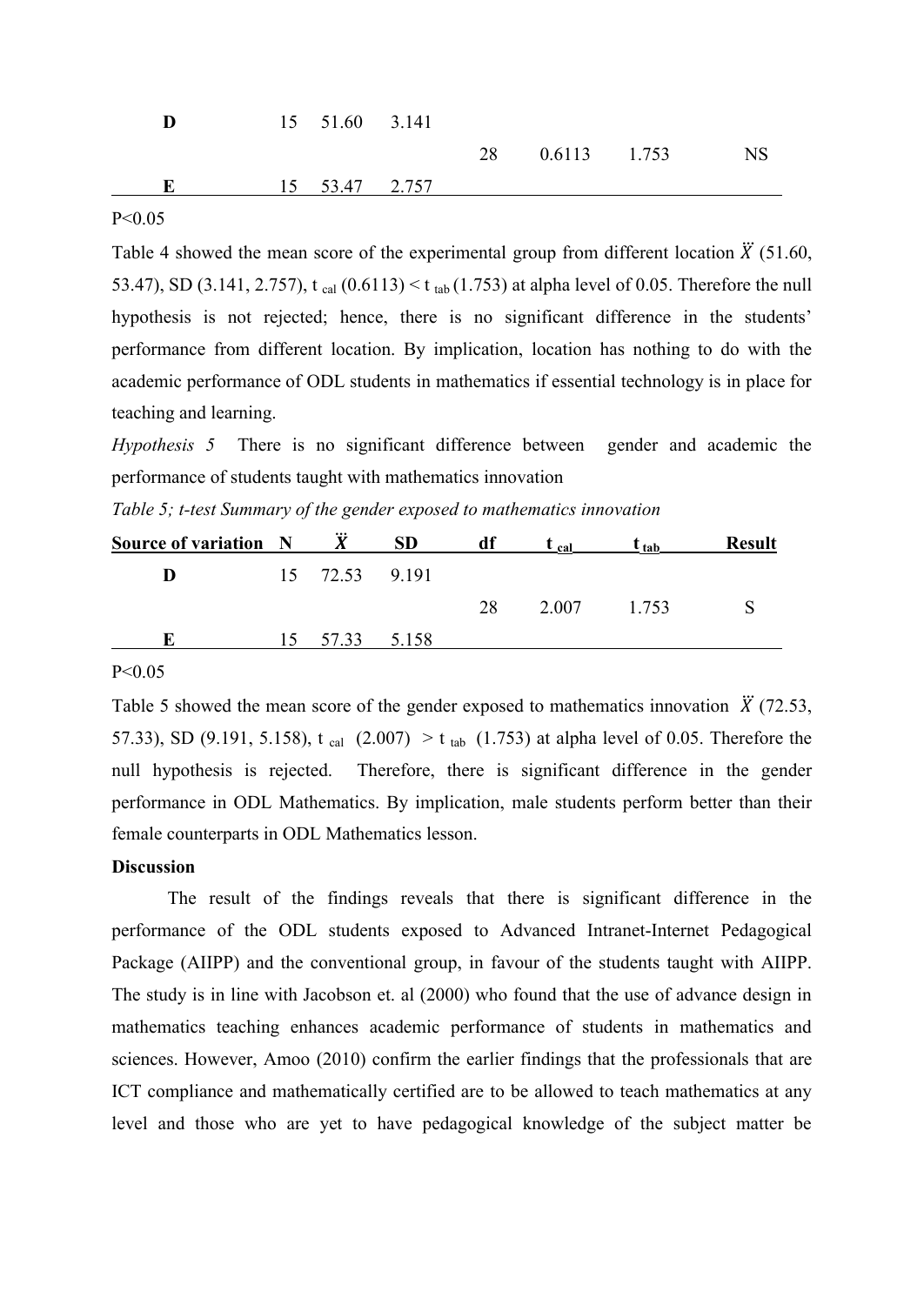| | | | | | | | |
|---|---|---|---|---|---|---|---|
| **D** | 15 | 51.60 | 3.141 | | | | |
| | | | | 28 | 0.6113 | 1.753 | NS |
| **E** | 15 | 53.47 | 2.757 | | | | |

$P<0.05$

Table 4 showed the mean score of the experimental group from different location $\ddot{X}$ (51.60, 53.47), SD (3.141, 2.757), $t_{cal}$ (0.6113) < $t_{tab}$ (1.753) at alpha level of 0.05. Therefore the null hypothesis is not rejected; hence, there is no significant difference in the students' performance from different location. By implication, location has nothing to do with the academic performance of ODL students in mathematics if essential technology is in place for teaching and learning.

*Hypothesis 5* There is no significant difference between gender and academic the performance of students taught with mathematics innovation

*Table 5; t-test Summary of the gender exposed to mathematics innovation*

| Source of variation | N | $\ddot{X}$ | SD | df | $t_{cal}$ | $t_{tab}$ | Result |
|---|---|---|---|---|---|---|---|
| **D** | 15 | 72.53 | 9.191 | | | | |
| | | | | 28 | 2.007 | 1.753 | S |
| **E** | 15 | 57.33 | 5.158 | | | | |

$P<0.05$

Table 5 showed the mean score of the gender exposed to mathematics innovation $\ddot{X}$ (72.53, 57.33), SD (9.191, 5.158), $t_{cal}$ (2.007) > $t_{tab}$ (1.753) at alpha level of 0.05. Therefore the null hypothesis is rejected. Therefore, there is significant difference in the gender performance in ODL Mathematics. By implication, male students perform better than their female counterparts in ODL Mathematics lesson.

**Discussion**

The result of the findings reveals that there is significant difference in the performance of the ODL students exposed to Advanced Intranet-Internet Pedagogical Package (AIIPP) and the conventional group, in favour of the students taught with AIIPP. The study is in line with Jacobson et. al (2000) who found that the use of advance design in mathematics teaching enhances academic performance of students in mathematics and sciences. However, Amoo (2010) confirm the earlier findings that the professionals that are ICT compliance and mathematically certified are to be allowed to teach mathematics at any level and those who are yet to have pedagogical knowledge of the subject matter be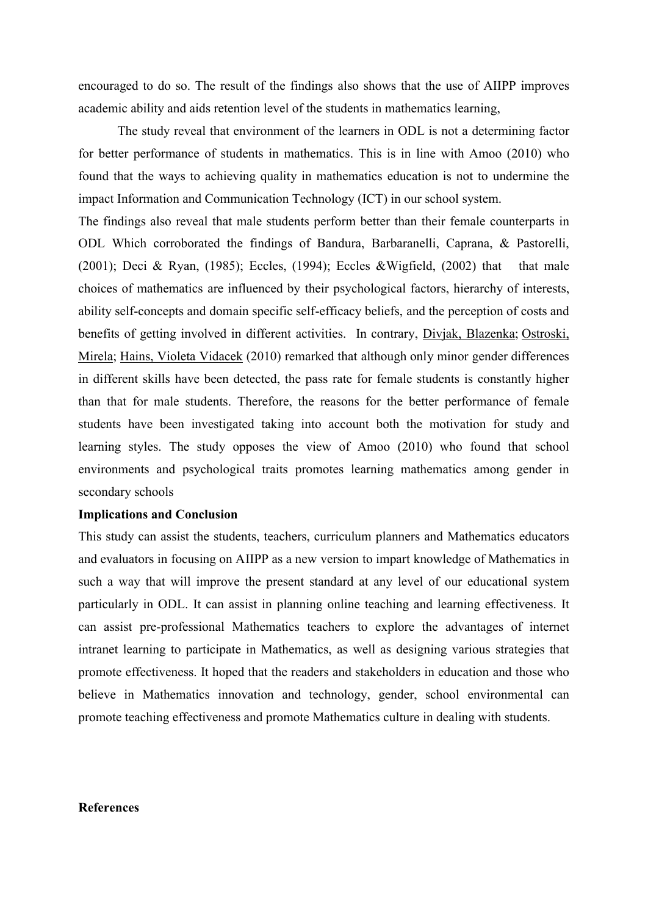encouraged to do so. The result of the findings also shows that the use of AIIPP improves academic ability and aids retention level of the students in mathematics learning,

The study reveal that environment of the learners in ODL is not a determining factor for better performance of students in mathematics. This is in line with Amoo (2010) who found that the ways to achieving quality in mathematics education is not to undermine the impact Information and Communication Technology (ICT) in our school system.

The findings also reveal that male students perform better than their female counterparts in ODL Which corroborated the findings of Bandura, Barbaranelli, Caprana, & Pastorelli, (2001); Deci & Ryan, (1985); Eccles, (1994); Eccles &Wigfield, (2002) that that male choices of mathematics are influenced by their psychological factors, hierarchy of interests, ability self-concepts and domain specific self-efficacy beliefs, and the perception of costs and benefits of getting involved in different activities. In contrary, Divjak, Blazenka; Ostroski, Mirela; Hains, Violeta Vidacek (2010) remarked that although only minor gender differences in different skills have been detected, the pass rate for female students is constantly higher than that for male students. Therefore, the reasons for the better performance of female students have been investigated taking into account both the motivation for study and learning styles. The study opposes the view of Amoo (2010) who found that school environments and psychological traits promotes learning mathematics among gender in secondary schools

**Implications and Conclusion**

This study can assist the students, teachers, curriculum planners and Mathematics educators and evaluators in focusing on AIIPP as a new version to impart knowledge of Mathematics in such a way that will improve the present standard at any level of our educational system particularly in ODL. It can assist in planning online teaching and learning effectiveness. It can assist pre-professional Mathematics teachers to explore the advantages of internet intranet learning to participate in Mathematics, as well as designing various strategies that promote effectiveness. It hoped that the readers and stakeholders in education and those who believe in Mathematics innovation and technology, gender, school environmental can promote teaching effectiveness and promote Mathematics culture in dealing with students.

**References**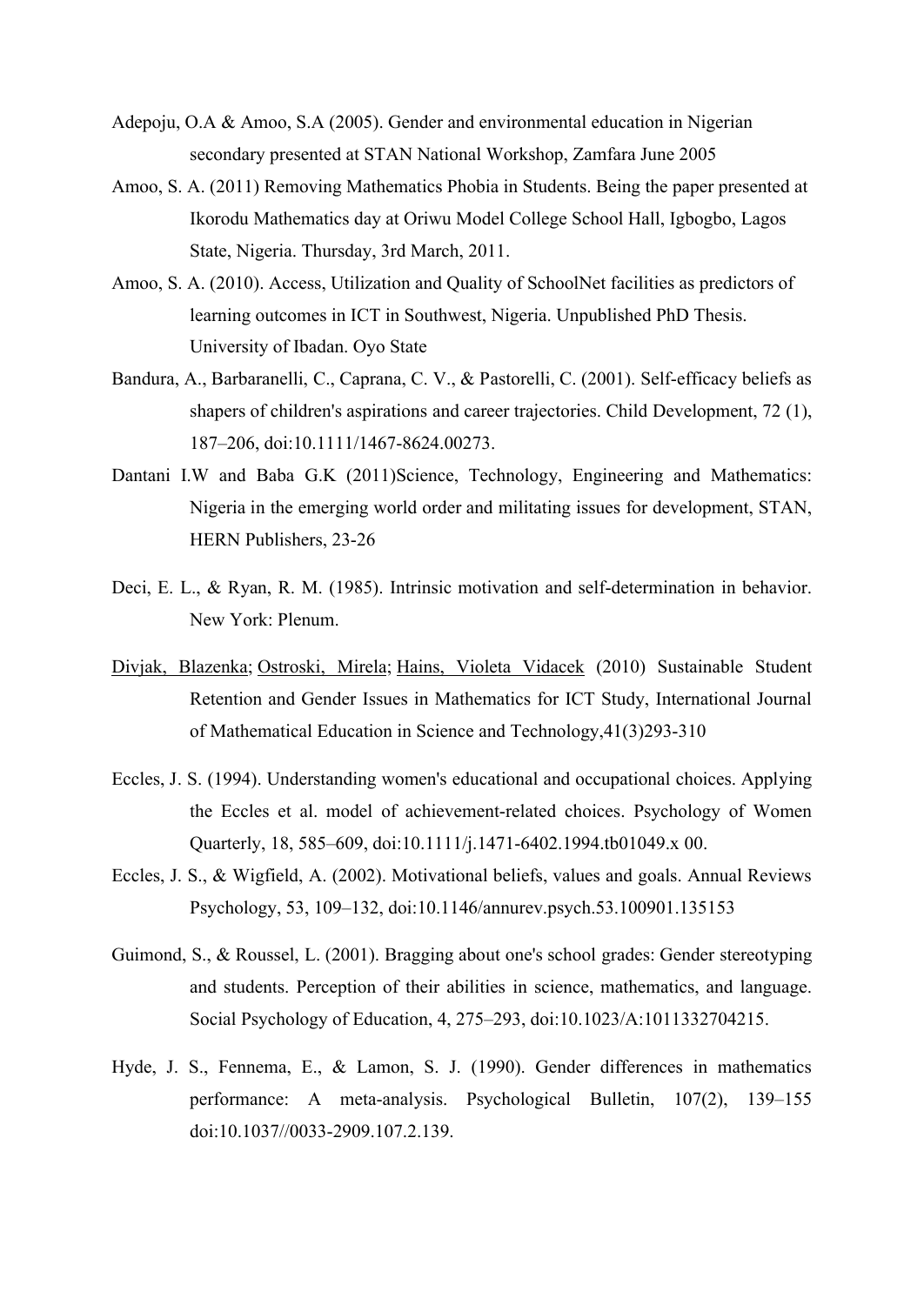Adepoju, O.A & Amoo, S.A (2005). Gender and environmental education in Nigerian secondary presented at STAN National Workshop, Zamfara June 2005

Amoo, S. A. (2011) Removing Mathematics Phobia in Students. Being the paper presented at Ikorodu Mathematics day at Oriwu Model College School Hall, Igbogbo, Lagos State, Nigeria. Thursday, 3rd March, 2011.

Amoo, S. A. (2010). Access, Utilization and Quality of SchoolNet facilities as predictors of learning outcomes in ICT in Southwest, Nigeria. Unpublished PhD Thesis. University of Ibadan. Oyo State

Bandura, A., Barbaranelli, C., Caprana, C. V., & Pastorelli, C. (2001). Self-efficacy beliefs as shapers of children's aspirations and career trajectories. Child Development, 72 (1), 187–206, doi:10.1111/1467-8624.00273.

Dantani I.W and Baba G.K (2011)Science, Technology, Engineering and Mathematics: Nigeria in the emerging world order and militating issues for development, STAN, HERN Publishers, 23-26

Deci, E. L., & Ryan, R. M. (1985). Intrinsic motivation and self-determination in behavior. New York: Plenum.

Divjak, Blazenka; Ostroski, Mirela; Hains, Violeta Vidacek (2010) Sustainable Student Retention and Gender Issues in Mathematics for ICT Study, International Journal of Mathematical Education in Science and Technology,41(3)293-310

Eccles, J. S. (1994). Understanding women's educational and occupational choices. Applying the Eccles et al. model of achievement-related choices. Psychology of Women Quarterly, 18, 585–609, doi:10.1111/j.1471-6402.1994.tb01049.x 00.

Eccles, J. S., & Wigfield, A. (2002). Motivational beliefs, values and goals. Annual Reviews Psychology, 53, 109–132, doi:10.1146/annurev.psych.53.100901.135153

Guimond, S., & Roussel, L. (2001). Bragging about one's school grades: Gender stereotyping and students. Perception of their abilities in science, mathematics, and language. Social Psychology of Education, 4, 275–293, doi:10.1023/A:1011332704215.

Hyde, J. S., Fennema, E., & Lamon, S. J. (1990). Gender differences in mathematics performance: A meta-analysis. Psychological Bulletin, 107(2), 139–155 doi:10.1037//0033-2909.107.2.139.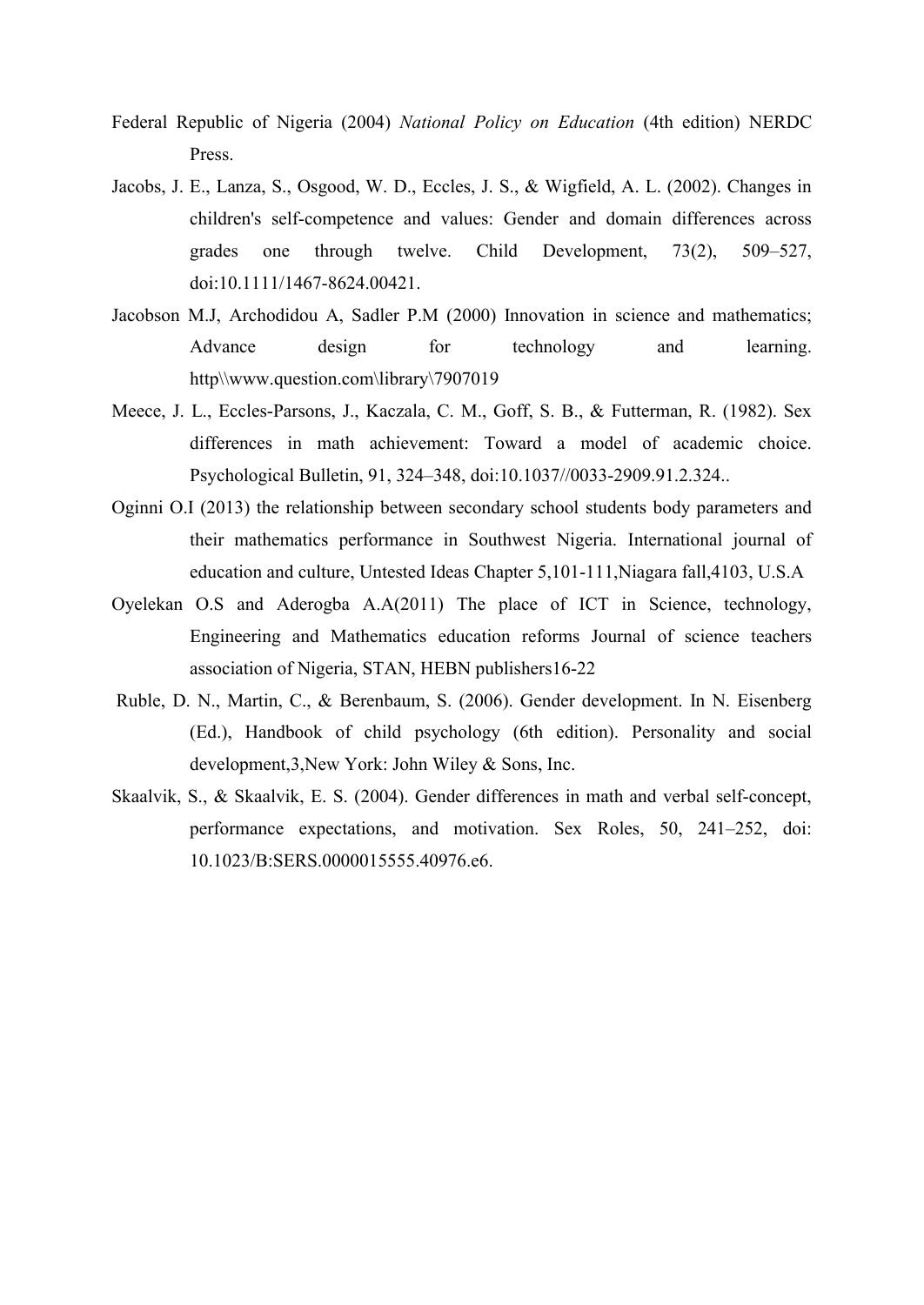Federal Republic of Nigeria (2004) *National Policy on Education* (4th edition) NERDC Press.

Jacobs, J. E., Lanza, S., Osgood, W. D., Eccles, J. S., & Wigfield, A. L. (2002). Changes in children's self-competence and values: Gender and domain differences across grades one through twelve. Child Development, 73(2), 509–527, doi:10.1111/1467-8624.00421.

Jacobson M.J, Archodidou A, Sadler P.M (2000) Innovation in science and mathematics; Advance design for technology and learning. http\\www.question.com\library\7907019

Meece, J. L., Eccles-Parsons, J., Kaczala, C. M., Goff, S. B., & Futterman, R. (1982). Sex differences in math achievement: Toward a model of academic choice. Psychological Bulletin, 91, 324–348, doi:10.1037//0033-2909.91.2.324..

Oginni O.I (2013) the relationship between secondary school students body parameters and their mathematics performance in Southwest Nigeria. International journal of education and culture, Untested Ideas Chapter 5,101-111,Niagara fall,4103, U.S.A

Oyelekan O.S and Aderogba A.A(2011) The place of ICT in Science, technology, Engineering and Mathematics education reforms Journal of science teachers association of Nigeria, STAN, HEBN publishers16-22

Ruble, D. N., Martin, C., & Berenbaum, S. (2006). Gender development. In N. Eisenberg (Ed.), Handbook of child psychology (6th edition). Personality and social development,3,New York: John Wiley & Sons, Inc.

Skaalvik, S., & Skaalvik, E. S. (2004). Gender differences in math and verbal self-concept, performance expectations, and motivation. Sex Roles, 50, 241–252, doi: 10.1023/B:SERS.0000015555.40976.e6.